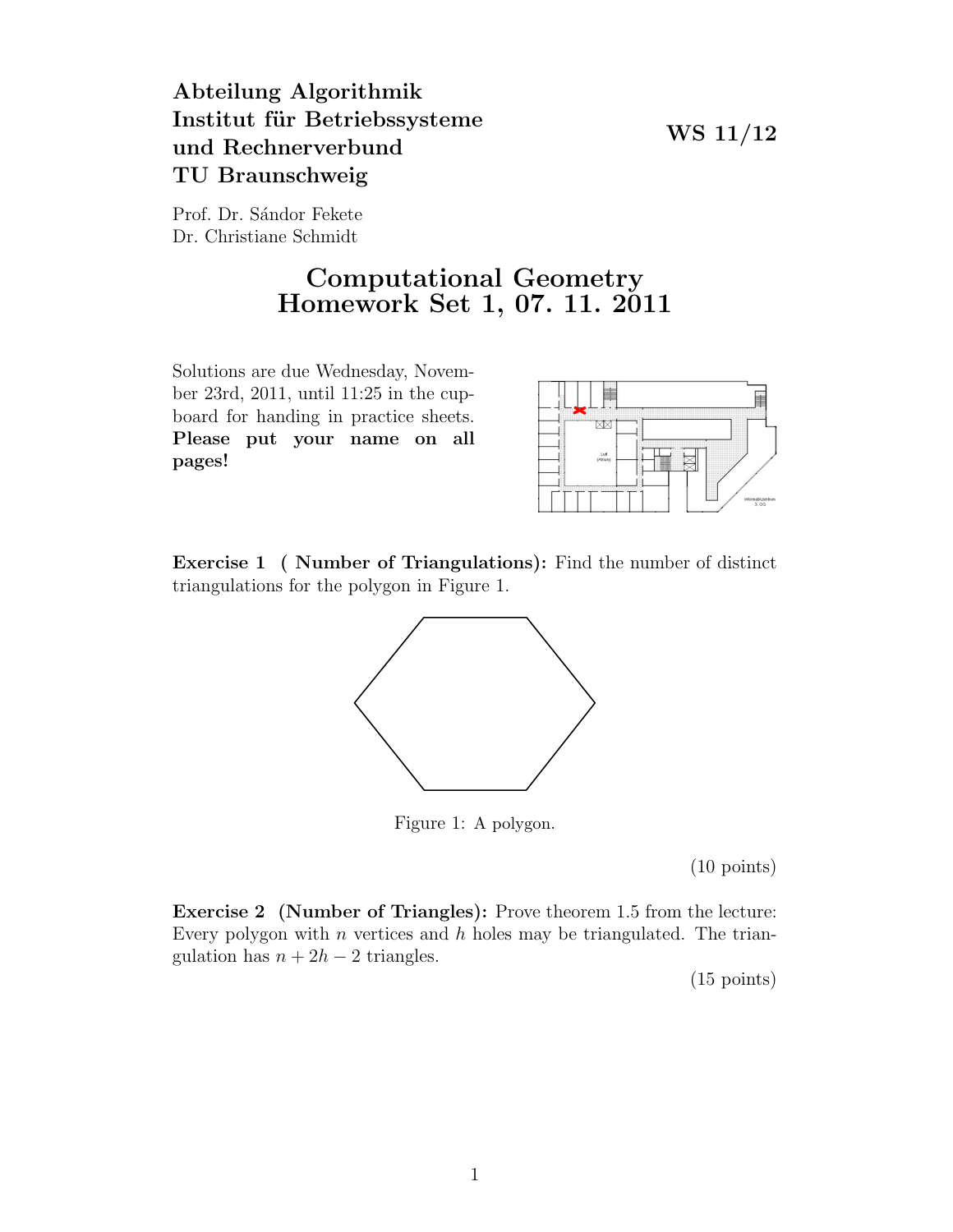**Abteilung Algorithmik**
**Institut für Betriebssysteme**
**und Rechnerverbund**
**TU Braunschweig**

**WS 11/12**

Prof. Dr. Sándor Fekete
Dr. Christiane Schmidt

# Computational Geometry
# Homework Set 1, 07. 11. 2011

Solutions are due Wednesday, November 23rd, 2011, until 11:25 in the cupboard for handing in practice sheets. **Please put your name on all pages!**

**Exercise 1 ( Number of Triangulations):** Find the number of distinct triangulations for the polygon in Figure 1.

Figure 1: A polygon.

(10 points)

**Exercise 2 (Number of Triangles):** Prove theorem 1.5 from the lecture: Every polygon with $n$ vertices and $h$ holes may be triangulated. The triangulation has $n + 2h - 2$ triangles.

(15 points)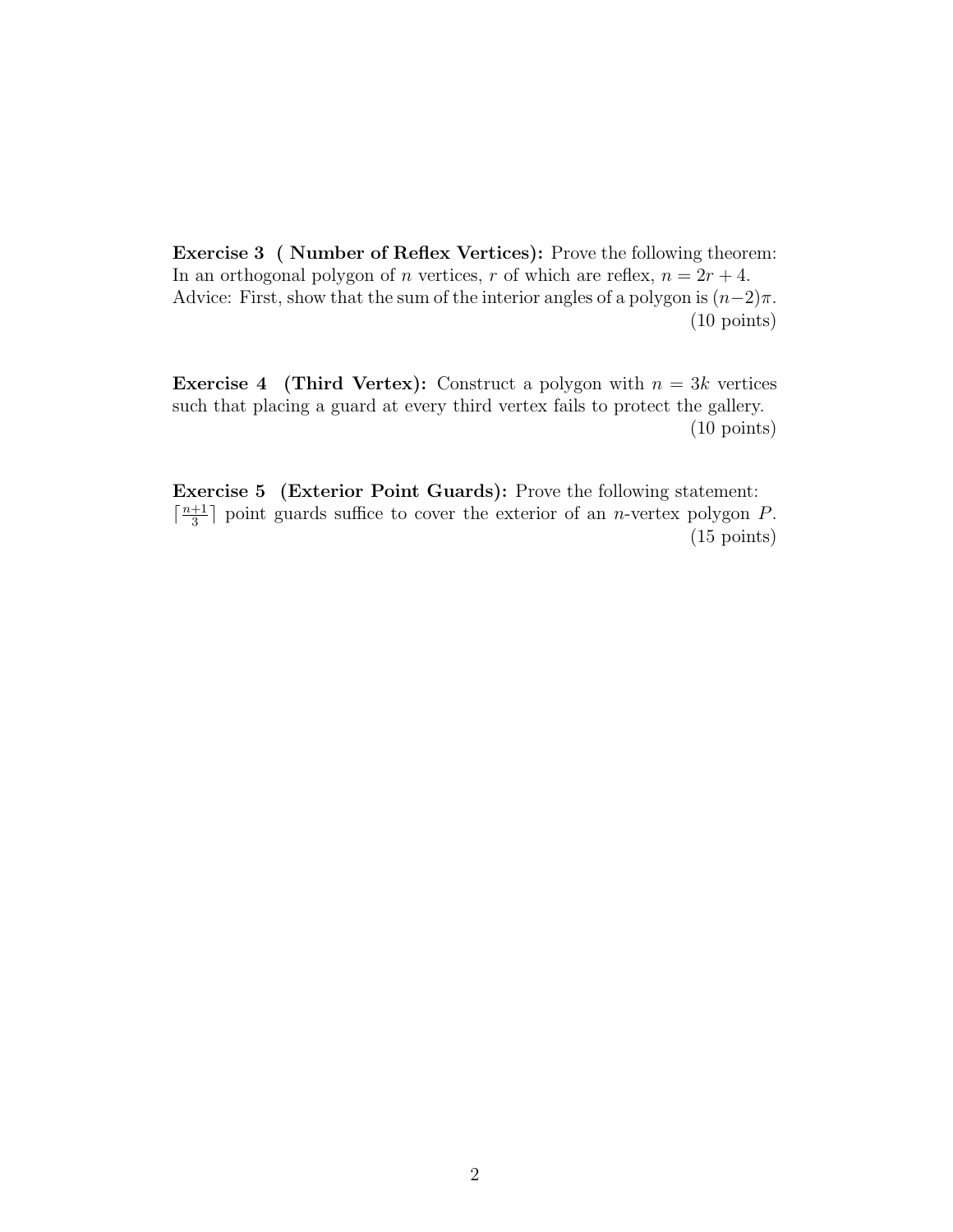**Exercise 3 ( Number of Reflex Vertices):** Prove the following theorem: In an orthogonal polygon of $n$ vertices, $r$ of which are reflex, $n = 2r + 4$. Advice: First, show that the sum of the interior angles of a polygon is $(n-2)\pi$.

(10 points)

**Exercise 4 (Third Vertex):** Construct a polygon with $n = 3k$ vertices such that placing a guard at every third vertex fails to protect the gallery.

(10 points)

**Exercise 5 (Exterior Point Guards):** Prove the following statement: $\lceil \frac{n+1}{3} \rceil$ point guards suffice to cover the exterior of an $n$-vertex polygon $P$.

(15 points)